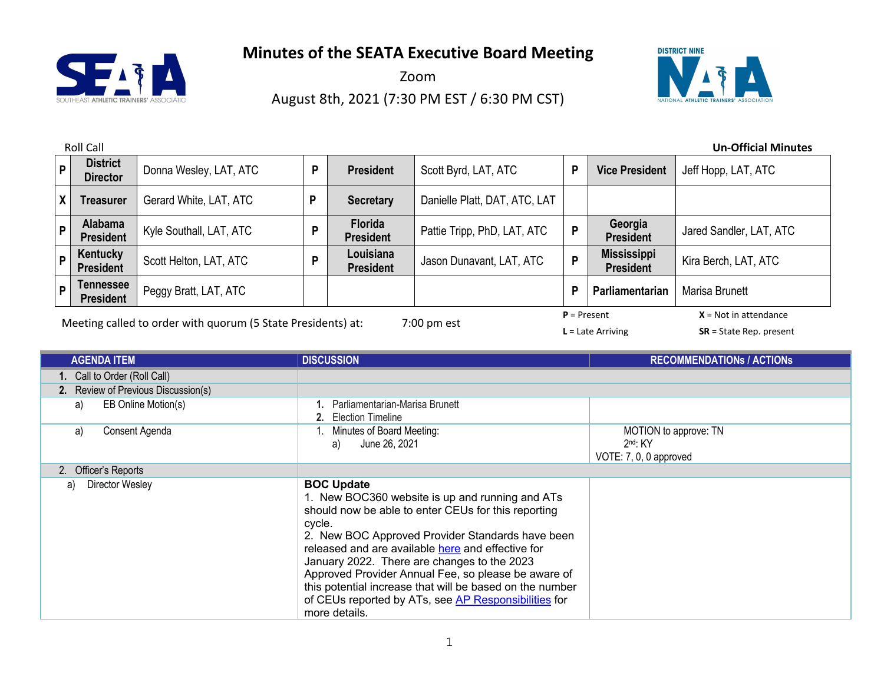# Minutes of the SEATA Executive Board Meeting

Zoom

August 8th, 2021 (7:30 PM EST / 6:30 PM CST)

Roll Call

**Un-Official Minutes**

| | | | | | | | | |
|---|---|---|---|---|---|---|---|---|
| P | **District Director** | Donna Wesley, LAT, ATC | P | **President** | Scott Byrd, LAT, ATC | P | **Vice President** | Jeff Hopp, LAT, ATC |
| X | **Treasurer** | Gerard White, LAT, ATC | P | **Secretary** | Danielle Platt, DAT, ATC, LAT | | | |
| P | **Alabama President** | Kyle Southall, LAT, ATC | P | **Florida President** | Pattie Tripp, PhD, LAT, ATC | P | **Georgia President** | Jared Sandler, LAT, ATC |
| P | **Kentucky President** | Scott Helton, LAT, ATC | P | **Louisiana President** | Jason Dunavant, LAT, ATC | P | **Mississippi President** | Kira Berch, LAT, ATC |
| P | **Tennessee President** | Peggy Bratt, LAT, ATC | | | | P | **Parliamentarian** | Marisa Brunett |

Meeting called to order with quorum (5 State Presidents) at: 7:00 pm est

**P** = Present **X** = Not in attendance
**L** = Late Arriving **SR** = State Rep. present

| AGENDA ITEM | DISCUSSION | RECOMMENDATIONs / ACTIONs |
|---|---|---|
| **1.** Call to Order (Roll Call) | | |
| **2.** Review of Previous Discussion(s) | | |
| a) EB Online Motion(s) | **1.** Parliamentarian-Marisa Brunett<br>**2.** Election Timeline | |
| a) Consent Agenda | 1. Minutes of Board Meeting:<br>a) June 26, 2021 | MOTION to approve: TN<br>2nd: KY<br>VOTE: 7, 0, 0 approved |
| 2. Officer's Reports | | |
| a) Director Wesley | **BOC Update**<br>1. New BOC360 website is up and running and ATs should now be able to enter CEUs for this reporting cycle.<br>2. New BOC Approved Provider Standards have been released and are available here and effective for January 2022. There are changes to the 2023 Approved Provider Annual Fee, so please be aware of this potential increase that will be based on the number of CEUs reported by ATs, see AP Responsibilities for more details. | |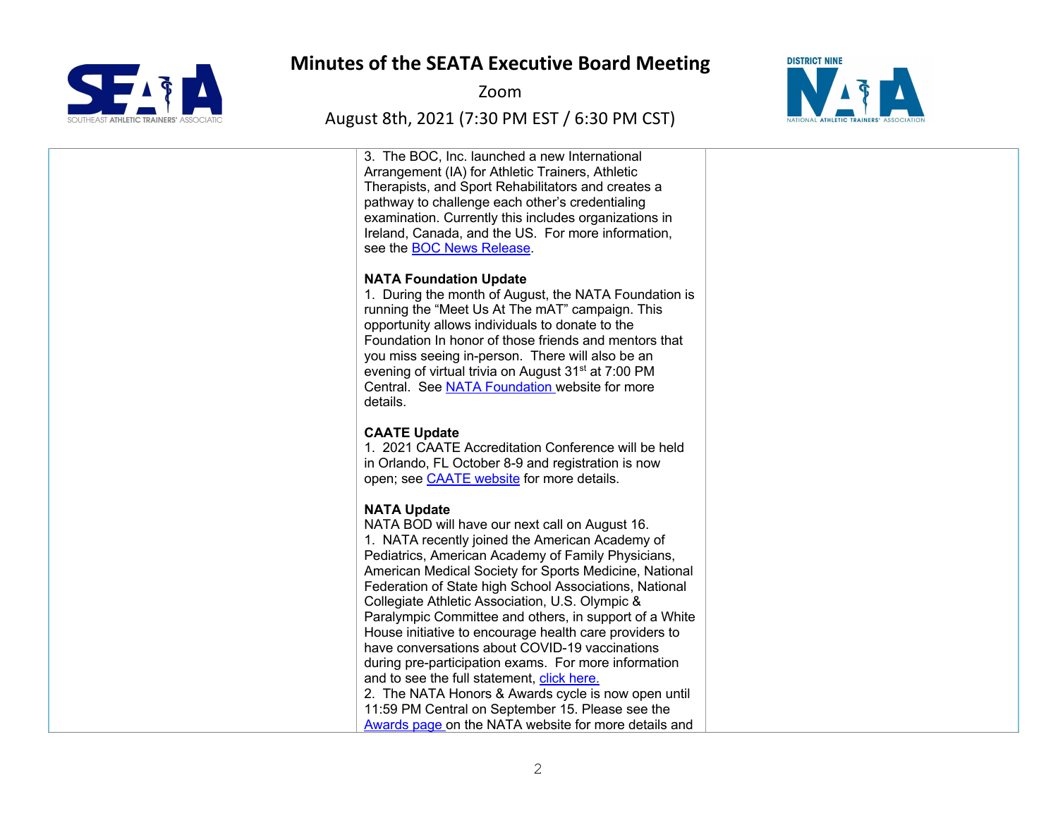3. The BOC, Inc. launched a new International Arrangement (IA) for Athletic Trainers, Athletic Therapists, and Sport Rehabilitators and creates a pathway to challenge each other's credentialing examination. Currently this includes organizations in Ireland, Canada, and the US. For more information, see the BOC News Release.

**NATA Foundation Update**

1. During the month of August, the NATA Foundation is running the "Meet Us At The mAT" campaign. This opportunity allows individuals to donate to the Foundation In honor of those friends and mentors that you miss seeing in-person. There will also be an evening of virtual trivia on August 31st at 7:00 PM Central. See NATA Foundation website for more details.

**CAATE Update**

1. 2021 CAATE Accreditation Conference will be held in Orlando, FL October 8-9 and registration is now open; see CAATE website for more details.

**NATA Update**

NATA BOD will have our next call on August 16.

1. NATA recently joined the American Academy of Pediatrics, American Academy of Family Physicians, American Medical Society for Sports Medicine, National Federation of State high School Associations, National Collegiate Athletic Association, U.S. Olympic & Paralympic Committee and others, in support of a White House initiative to encourage health care providers to have conversations about COVID-19 vaccinations during pre-participation exams. For more information and to see the full statement, click here.
2. The NATA Honors & Awards cycle is now open until 11:59 PM Central on September 15. Please see the Awards page on the NATA website for more details and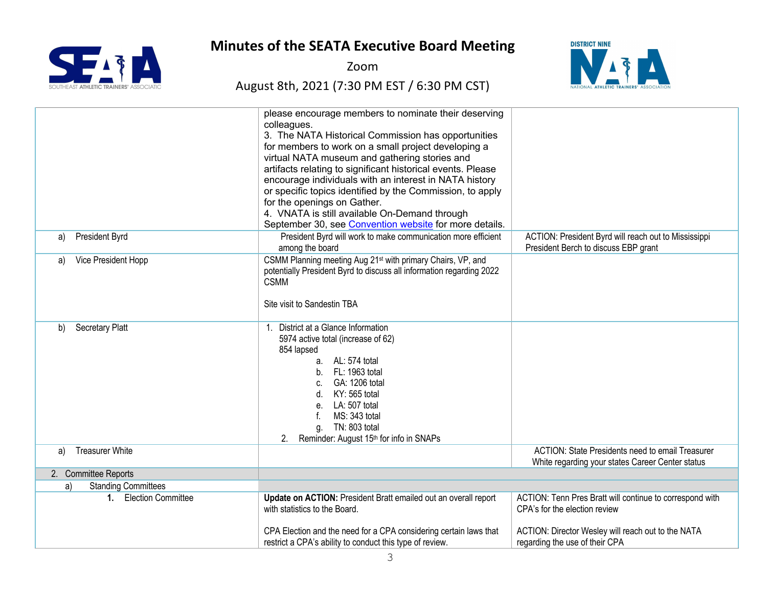# Minutes of the SEATA Executive Board Meeting

Zoom

August 8th, 2021 (7:30 PM EST / 6:30 PM CST)

| | | |
|---|---|---|
| | please encourage members to nominate their deserving colleagues.<br>3. The NATA Historical Commission has opportunities for members to work on a small project developing a virtual NATA museum and gathering stories and artifacts relating to significant historical events. Please encourage individuals with an interest in NATA history or specific topics identified by the Commission, to apply for the openings on Gather.<br>4. VNATA is still available On-Demand through September 30, see Convention website for more details. | |
| a) President Byrd | President Byrd will work to make communication more efficient among the board | ACTION: President Byrd will reach out to Mississippi President Berch to discuss EBP grant |
| a) Vice President Hopp | CSMM Planning meeting Aug 21st with primary Chairs, VP, and potentially President Byrd to discuss all information regarding 2022 CSMM<br><br>Site visit to Sandestin TBA | |
| b) Secretary Platt | 1. District at a Glance Information<br>5974 active total (increase of 62)<br>854 lapsed<br>a. AL: 574 total<br>b. FL: 1963 total<br>c. GA: 1206 total<br>d. KY: 565 total<br>e. LA: 507 total<br>f. MS: 343 total<br>g. TN: 803 total<br>2. Reminder: August 15th for info in SNAPs | |
| a) Treasurer White | | ACTION: State Presidents need to email Treasurer White regarding your states Career Center status |
| 2. Committee Reports | | |
| a) Standing Committees | | |
| 1. Election Committee | **Update on ACTION:** President Bratt emailed out an overall report with statistics to the Board.<br><br>CPA Election and the need for a CPA considering certain laws that restrict a CPA's ability to conduct this type of review. | ACTION: Tenn Pres Bratt will continue to correspond with CPA's for the election review<br><br>ACTION: Director Wesley will reach out to the NATA regarding the use of their CPA |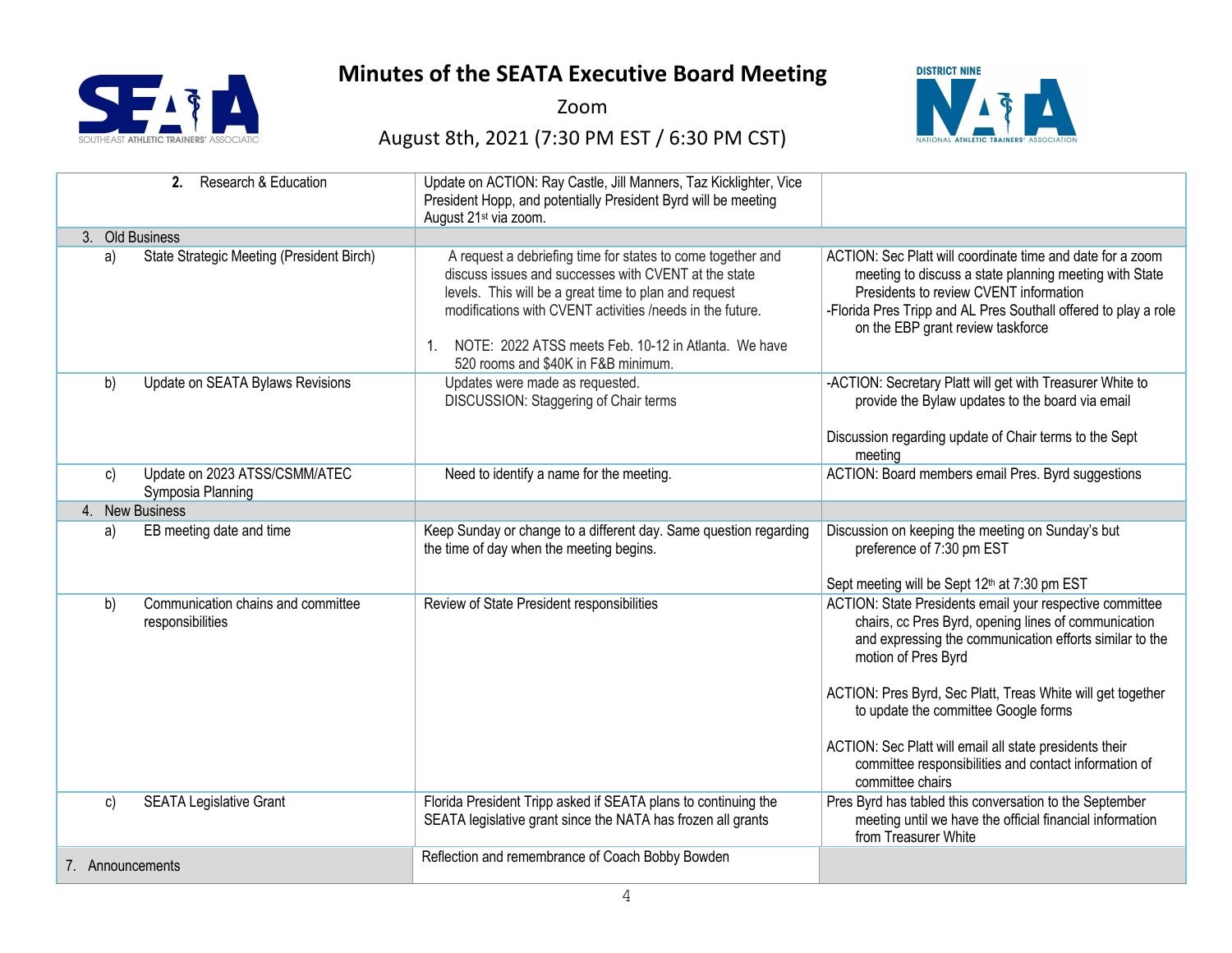# Minutes of the SEATA Executive Board Meeting

Zoom

August 8th, 2021 (7:30 PM EST / 6:30 PM CST)

| | | |
|---|---|---|
| **2.** Research & Education | Update on ACTION: Ray Castle, Jill Manners, Taz Kicklighter, Vice President Hopp, and potentially President Byrd will be meeting August 21st via zoom. | |
| 3. Old Business | | |
| a) State Strategic Meeting (President Birch) | A request a debriefing time for states to come together and discuss issues and successes with CVENT at the state levels. This will be a great time to plan and request modifications with CVENT activities /needs in the future.<br><br>1. NOTE: 2022 ATSS meets Feb. 10-12 in Atlanta. We have 520 rooms and $40K in F&B minimum. | ACTION: Sec Platt will coordinate time and date for a zoom meeting to discuss a state planning meeting with State Presidents to review CVENT information<br>-Florida Pres Tripp and AL Pres Southall offered to play a role on the EBP grant review taskforce |
| b) Update on SEATA Bylaws Revisions | Updates were made as requested.<br>DISCUSSION: Staggering of Chair terms | -ACTION: Secretary Platt will get with Treasurer White to provide the Bylaw updates to the board via email<br><br>Discussion regarding update of Chair terms to the Sept meeting |
| c) Update on 2023 ATSS/CSMM/ATEC Symposia Planning | Need to identify a name for the meeting. | ACTION: Board members email Pres. Byrd suggestions |
| 4. New Business | | |
| a) EB meeting date and time | Keep Sunday or change to a different day. Same question regarding the time of day when the meeting begins. | Discussion on keeping the meeting on Sunday's but preference of 7:30 pm EST<br><br>Sept meeting will be Sept 12th at 7:30 pm EST |
| b) Communication chains and committee responsibilities | Review of State President responsibilities | ACTION: State Presidents email your respective committee chairs, cc Pres Byrd, opening lines of communication and expressing the communication efforts similar to the motion of Pres Byrd<br><br>ACTION: Pres Byrd, Sec Platt, Treas White will get together to update the committee Google forms<br><br>ACTION: Sec Platt will email all state presidents their committee responsibilities and contact information of committee chairs |
| c) SEATA Legislative Grant | Florida President Tripp asked if SEATA plans to continuing the SEATA legislative grant since the NATA has frozen all grants | Pres Byrd has tabled this conversation to the September meeting until we have the official financial information from Treasurer White |
| 7. Announcements | Reflection and remembrance of Coach Bobby Bowden | |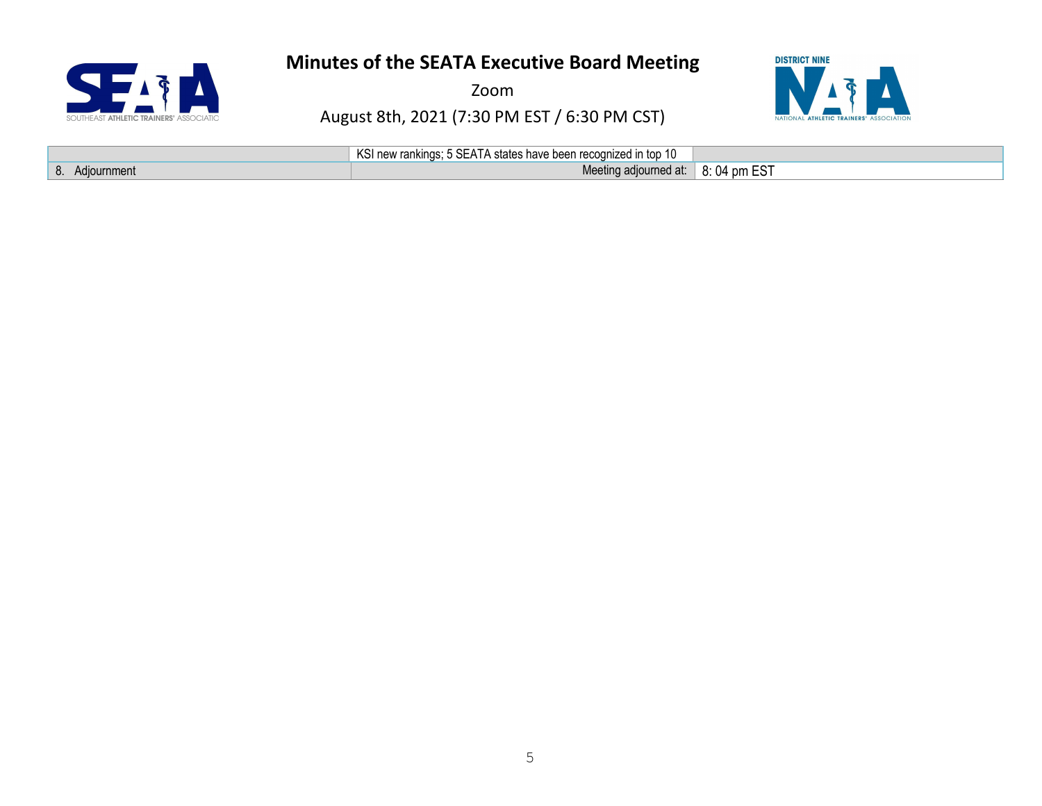# Minutes of the SEATA Executive Board Meeting

Zoom

August 8th, 2021 (7:30 PM EST / 6:30 PM CST)

| | | |
|---|---|---|
| | KSI new rankings; 5 SEATA states have been recognized in top 10 | |
| 8. Adjournment | Meeting adjourned at: | 8: 04 pm EST |